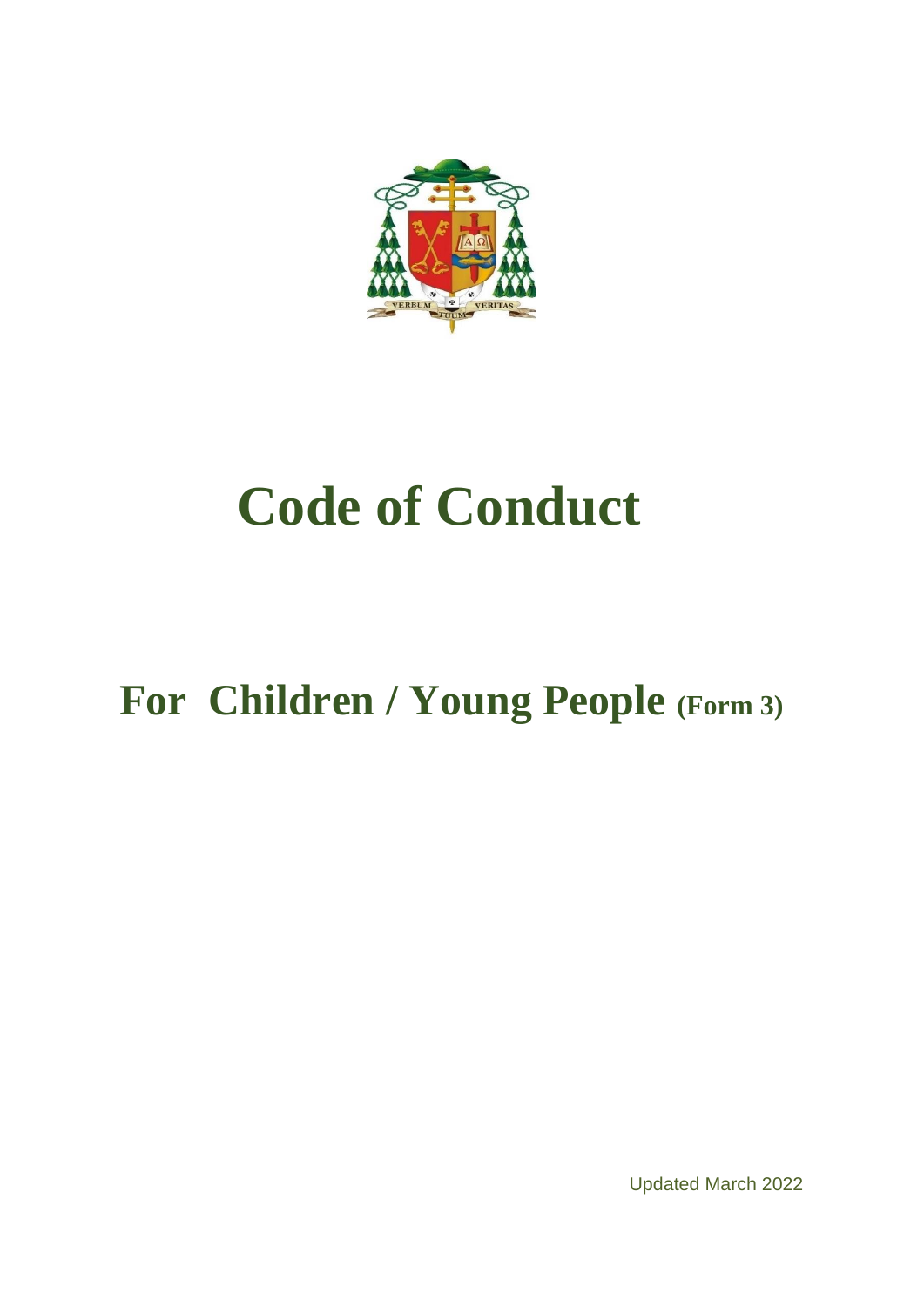# Code of Conduct

## For Children / Young People (Form 3)

Updated March 2022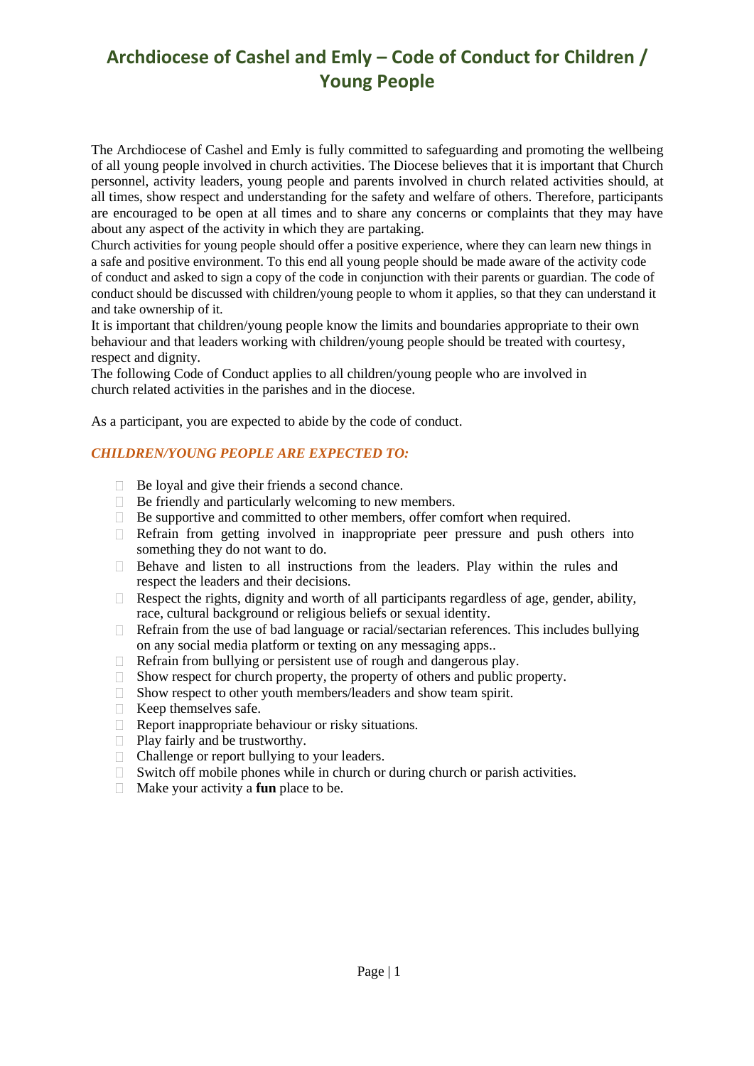# Archdiocese of Cashel and Emly – Code of Conduct for Children / Young People

The Archdiocese of Cashel and Emly is fully committed to safeguarding and promoting the wellbeing of all young people involved in church activities. The Diocese believes that it is important that Church personnel, activity leaders, young people and parents involved in church related activities should, at all times, show respect and understanding for the safety and welfare of others. Therefore, participants are encouraged to be open at all times and to share any concerns or complaints that they may have about any aspect of the activity in which they are partaking.

Church activities for young people should offer a positive experience, where they can learn new things in a safe and positive environment. To this end all young people should be made aware of the activity code of conduct and asked to sign a copy of the code in conjunction with their parents or guardian. The code of conduct should be discussed with children/young people to whom it applies, so that they can understand it and take ownership of it.

It is important that children/young people know the limits and boundaries appropriate to their own behaviour and that leaders working with children/young people should be treated with courtesy, respect and dignity.

The following Code of Conduct applies to all children/young people who are involved in church related activities in the parishes and in the diocese.

As a participant, you are expected to abide by the code of conduct.

### *CHILDREN/YOUNG PEOPLE ARE EXPECTED TO:*

- Be loyal and give their friends a second chance.
- Be friendly and particularly welcoming to new members.
- Be supportive and committed to other members, offer comfort when required.
- Refrain from getting involved in inappropriate peer pressure and push others into something they do not want to do.
- Behave and listen to all instructions from the leaders. Play within the rules and respect the leaders and their decisions.
- Respect the rights, dignity and worth of all participants regardless of age, gender, ability, race, cultural background or religious beliefs or sexual identity.
- Refrain from the use of bad language or racial/sectarian references. This includes bullying on any social media platform or texting on any messaging apps..
- Refrain from bullying or persistent use of rough and dangerous play.
- Show respect for church property, the property of others and public property.
- Show respect to other youth members/leaders and show team spirit.
- Keep themselves safe.
- Report inappropriate behaviour or risky situations.
- Play fairly and be trustworthy.
- Challenge or report bullying to your leaders.
- Switch off mobile phones while in church or during church or parish activities.
- Make your activity a **fun** place to be.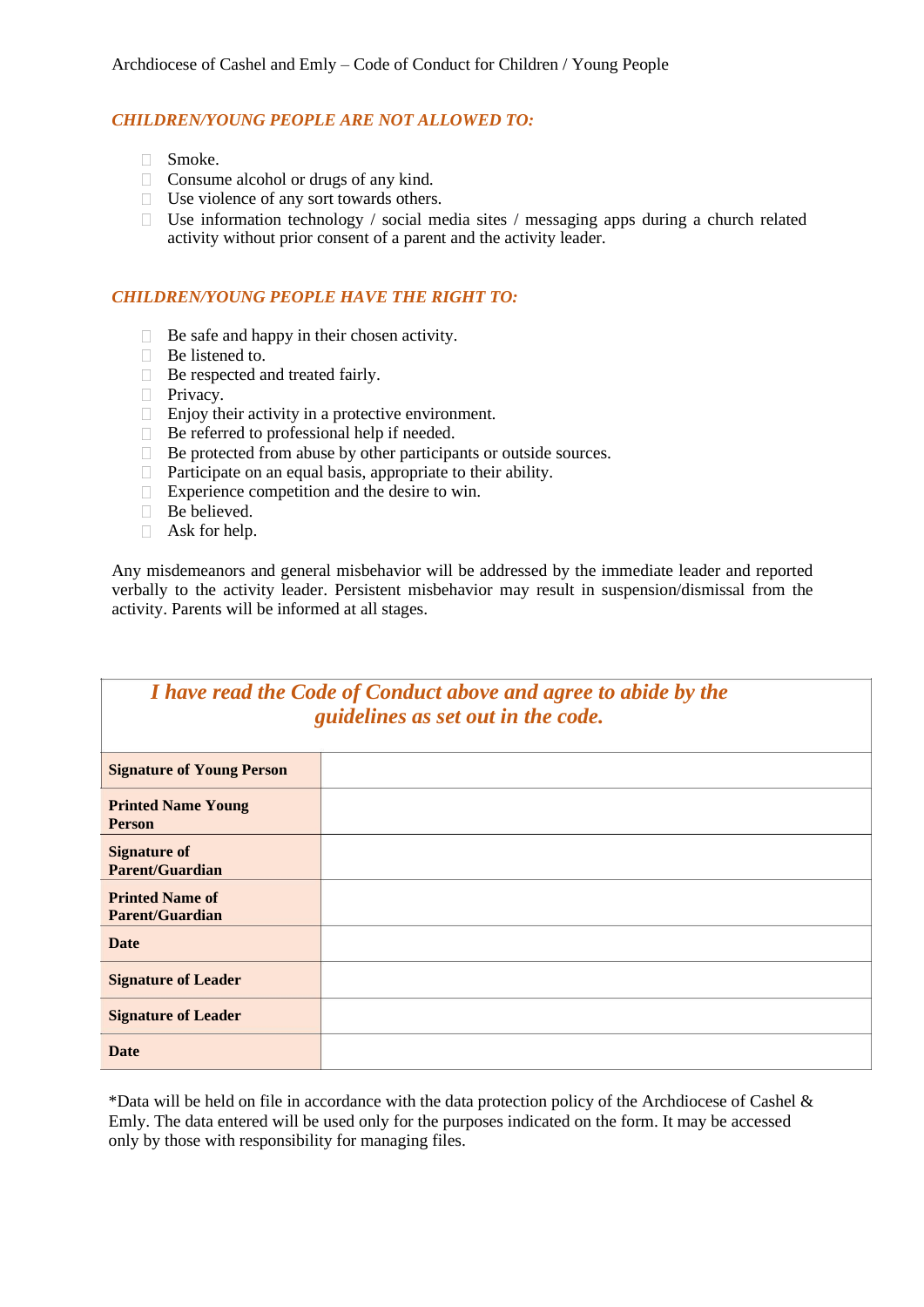### *CHILDREN/YOUNG PEOPLE ARE NOT ALLOWED TO:*

- Smoke.
- Consume alcohol or drugs of any kind.
- Use violence of any sort towards others.
- Use information technology / social media sites / messaging apps during a church related activity without prior consent of a parent and the activity leader.

### *CHILDREN/YOUNG PEOPLE HAVE THE RIGHT TO:*

- Be safe and happy in their chosen activity.
- Be listened to.
- Be respected and treated fairly.
- Privacy.
- Enjoy their activity in a protective environment.
- Be referred to professional help if needed.
- Be protected from abuse by other participants or outside sources.
- Participate on an equal basis, appropriate to their ability.
- Experience competition and the desire to win.
- Be believed.
- Ask for help.

Any misdemeanors and general misbehavior will be addressed by the immediate leader and reported verbally to the activity leader. Persistent misbehavior may result in suspension/dismissal from the activity. Parents will be informed at all stages.

***I have read the Code of Conduct above and agree to abide by the guidelines as set out in the code.***

| | |
|---|---|
| **Signature of Young Person** | |
| **Printed Name Young Person** | |
| **Signature of Parent/Guardian** | |
| **Printed Name of Parent/Guardian** | |
| **Date** | |
| **Signature of Leader** | |
| **Signature of Leader** | |
| **Date** | |

*Data will be held on file in accordance with the data protection policy of the Archdiocese of Cashel & Emly. The data entered will be used only for the purposes indicated on the form. It may be accessed only by those with responsibility for managing files.